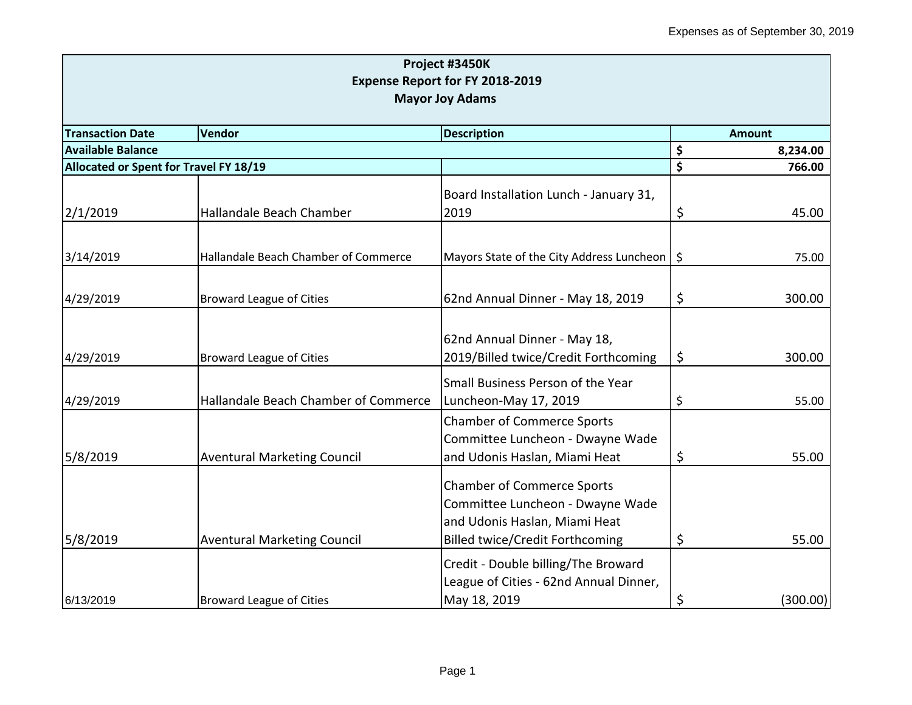Expenses as of September 30, 2019

| Project #3450K<br>Expense Report for FY 2018-2019<br>Mayor Joy Adams | | | |
|---|---|---|---|
| **Transaction Date** | **Vendor** | **Description** | **Amount** |
| **Available Balance** | | | **$ 8,234.00** |
| **Allocated or Spent for Travel FY 18/19** | | | **$ 766.00** |
| 2/1/2019 | Hallandale Beach Chamber | Board Installation Lunch - January 31, 2019 | $ 45.00 |
| 3/14/2019 | Hallandale Beach Chamber of Commerce | Mayors State of the City Address Luncheon | $ 75.00 |
| 4/29/2019 | Broward League of Cities | 62nd Annual Dinner - May 18, 2019 | $ 300.00 |
| 4/29/2019 | Broward League of Cities | 62nd Annual Dinner - May 18, 2019/Billed twice/Credit Forthcoming | $ 300.00 |
| 4/29/2019 | Hallandale Beach Chamber of Commerce | Small Business Person of the Year Luncheon-May 17, 2019 | $ 55.00 |
| 5/8/2019 | Aventural Marketing Council | Chamber of Commerce Sports Committee Luncheon - Dwayne Wade and Udonis Haslan, Miami Heat | $ 55.00 |
| 5/8/2019 | Aventural Marketing Council | Chamber of Commerce Sports Committee Luncheon - Dwayne Wade and Udonis Haslan, Miami Heat Billed twice/Credit Forthcoming | $ 55.00 |
| 6/13/2019 | Broward League of Cities | Credit - Double billing/The Broward League of Cities - 62nd Annual Dinner, May 18, 2019 | $ (300.00) |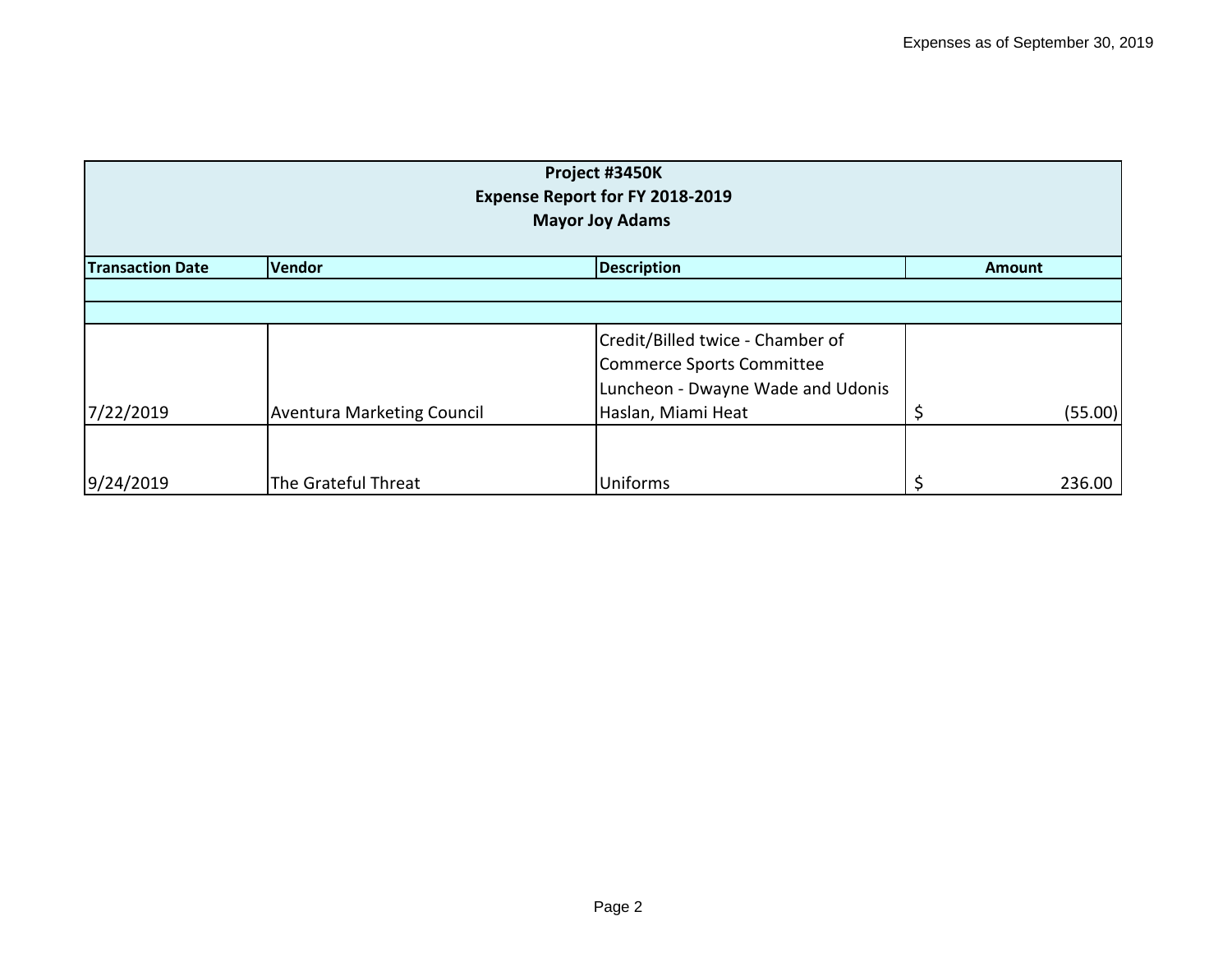Expenses as of September 30, 2019

| Project #3450K<br>Expense Report for FY 2018-2019<br>Mayor Joy Adams | | | |
|---|---|---|---|
| **Transaction Date** | **Vendor** | **Description** | **Amount** |
| | | | |
| | | | |
| 7/22/2019 | Aventura Marketing Council | Credit/Billed twice - Chamber of Commerce Sports Committee Luncheon - Dwayne Wade and Udonis Haslan, Miami Heat | $ (55.00) |
| 9/24/2019 | The Grateful Threat | Uniforms | $ 236.00 |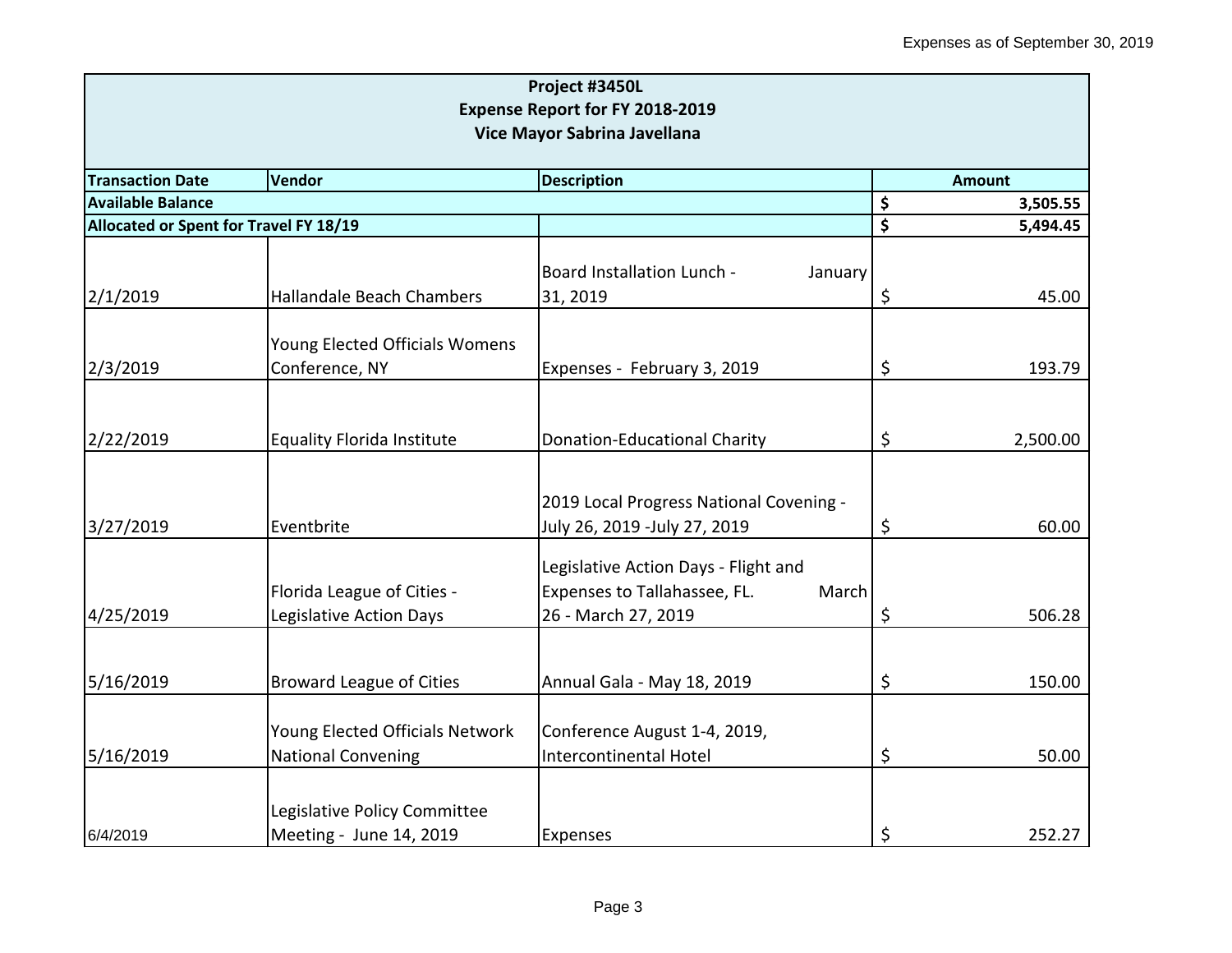Expenses as of September 30, 2019

| Project #3450L<br>Expense Report for FY 2018-2019<br>Vice Mayor Sabrina Javellana | | | |
|---|---|---|---|
| **Transaction Date** | **Vendor** | **Description** | **Amount** |
| **Available Balance** | | | **$ 3,505.55** |
| **Allocated or Spent for Travel FY 18/19** | | | **$ 5,494.45** |
| 2/1/2019 | Hallandale Beach Chambers | Board Installation Lunch - January 31, 2019 | $ 45.00 |
| 2/3/2019 | Young Elected Officials Womens Conference, NY | Expenses - February 3, 2019 | $ 193.79 |
| 2/22/2019 | Equality Florida Institute | Donation-Educational Charity | $ 2,500.00 |
| 3/27/2019 | Eventbrite | 2019 Local Progress National Covening - July 26, 2019 -July 27, 2019 | $ 60.00 |
| 4/25/2019 | Florida League of Cities - Legislative Action Days | Legislative Action Days - Flight and Expenses to Tallahassee, FL. March 26 - March 27, 2019 | $ 506.28 |
| 5/16/2019 | Broward League of Cities | Annual Gala - May 18, 2019 | $ 150.00 |
| 5/16/2019 | Young Elected Officials Network National Convening | Conference August 1-4, 2019, Intercontinental Hotel | $ 50.00 |
| 6/4/2019 | Legislative Policy Committee Meeting - June 14, 2019 | Expenses | $ 252.27 |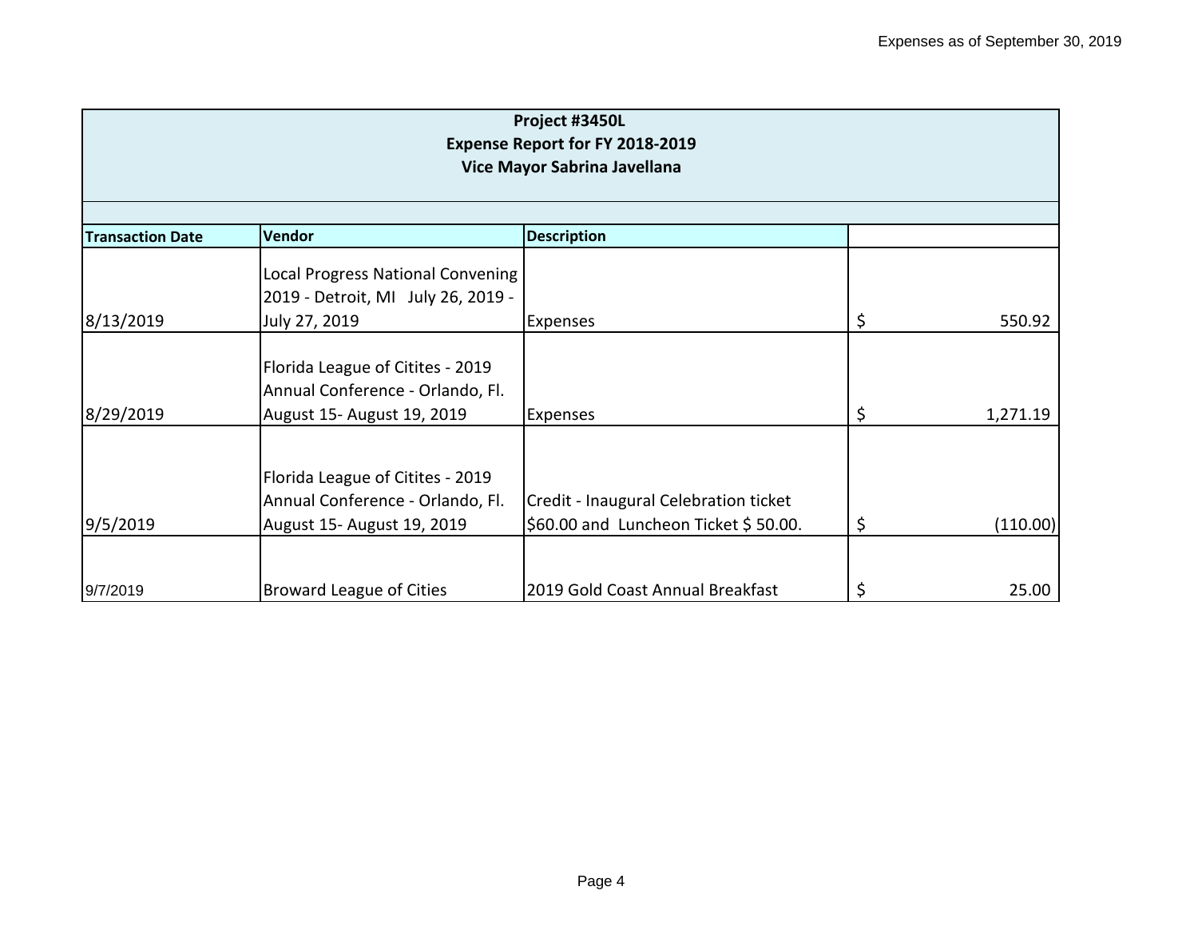Expenses as of September 30, 2019

| Project #3450L<br>Expense Report for FY 2018-2019<br>Vice Mayor Sabrina Javellana | | | |
|---|---|---|---|
| **Transaction Date** | **Vendor** | **Description** | |
| 8/13/2019 | Local Progress National Convening 2019 - Detroit, MI July 26, 2019 - July 27, 2019 | Expenses | $ 550.92 |
| 8/29/2019 | Florida League of Citites - 2019 Annual Conference - Orlando, Fl. August 15- August 19, 2019 | Expenses | $ 1,271.19 |
| 9/5/2019 | Florida League of Citites - 2019 Annual Conference - Orlando, Fl. August 15- August 19, 2019 | Credit - Inaugural Celebration ticket $60.00 and Luncheon Ticket $ 50.00. | $ (110.00) |
| 9/7/2019 | Broward League of Cities | 2019 Gold Coast Annual Breakfast | $ 25.00 |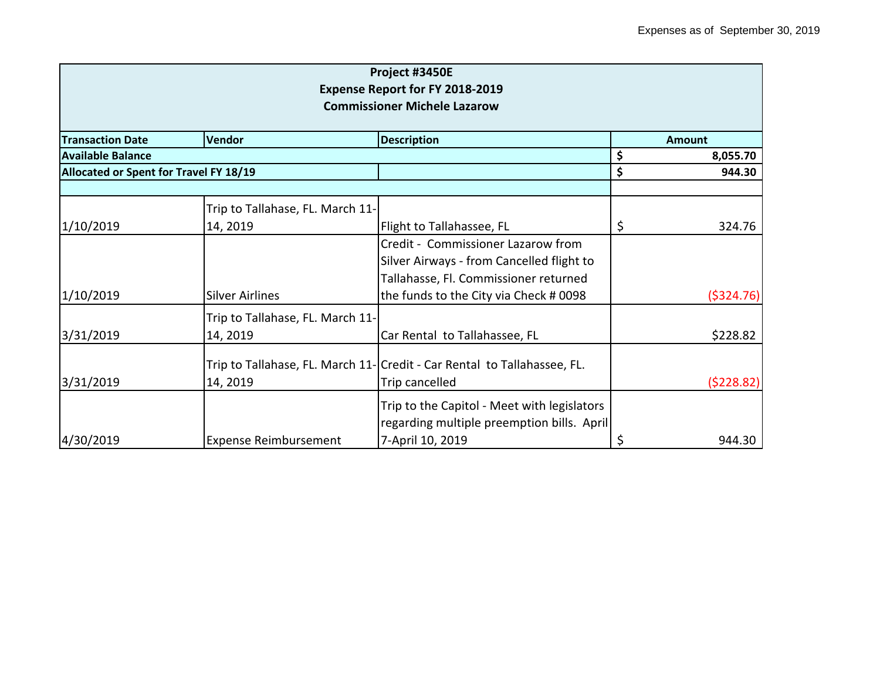Expenses as of September 30, 2019

| Project #3450E<br>Expense Report for FY 2018-2019<br>Commissioner Michele Lazarow | | | |
|---|---|---|---|
| **Transaction Date** | **Vendor** | **Description** | **Amount** |
| **Available Balance** | | | **$ 8,055.70** |
| **Allocated or Spent for Travel FY 18/19** | | | **$ 944.30** |
| | | | |
| 1/10/2019 | Trip to Tallahase, FL. March 11-14, 2019 | Flight to Tallahassee, FL | $ 324.76 |
| 1/10/2019 | Silver Airlines | Credit - Commissioner Lazarow from Silver Airways - from Cancelled flight to Tallahasse, Fl. Commissioner returned the funds to the City via Check # 0098 | ($324.76) |
| 3/31/2019 | Trip to Tallahase, FL. March 11-14, 2019 | Car Rental to Tallahassee, FL | $228.82 |
| 3/31/2019 | Trip to Tallahase, FL. March 11-14, 2019 | Credit - Car Rental to Tallahassee, FL. Trip cancelled | ($228.82) |
| 4/30/2019 | Expense Reimbursement | Trip to the Capitol - Meet with legislators regarding multiple preemption bills. April 7-April 10, 2019 | $ 944.30 |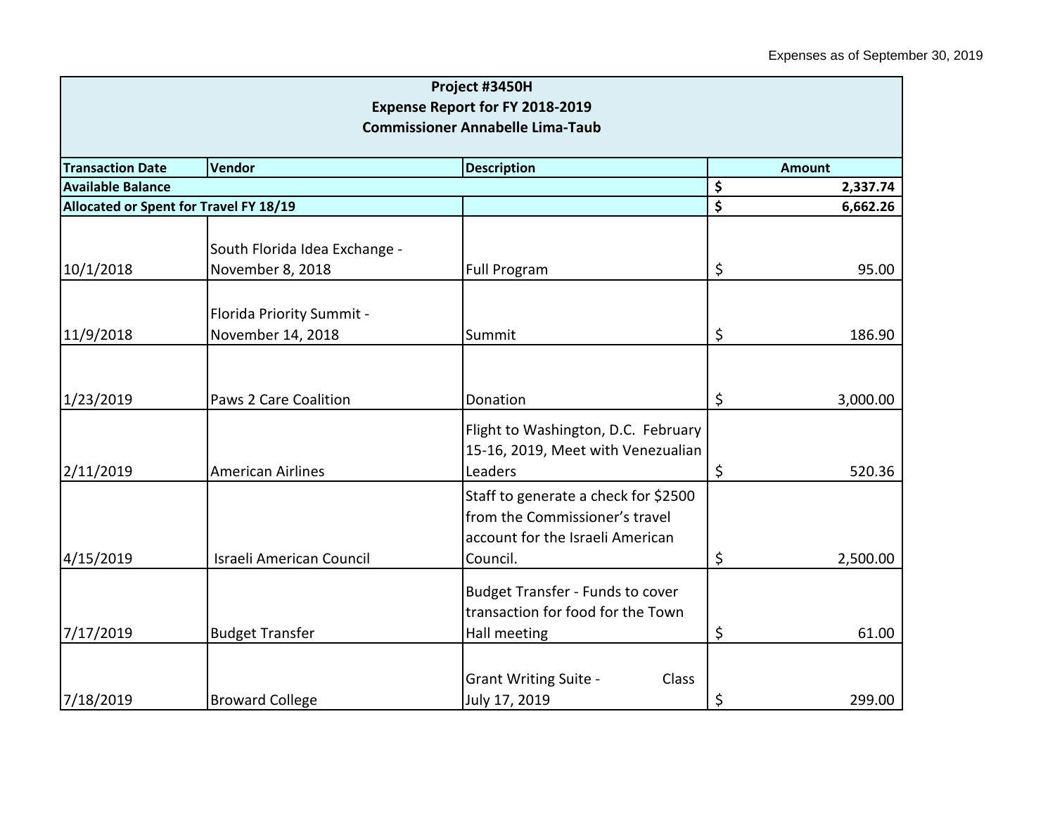Expenses as of September 30, 2019

| **Project #3450H Expense Report for FY 2018-2019 Commissioner Annabelle Lima-Taub** | | | |
|---|---|---|---|
| **Transaction Date** | **Vendor** | **Description** | **Amount** |
| **Available Balance** | | | **$ 2,337.74** |
| **Allocated or Spent for Travel FY 18/19** | | | **$ 6,662.26** |
| 10/1/2018 | South Florida Idea Exchange - November 8, 2018 | Full Program | $ 95.00 |
| 11/9/2018 | Florida Priority Summit - November 14, 2018 | Summit | $ 186.90 |
| 1/23/2019 | Paws 2 Care Coalition | Donation | $ 3,000.00 |
| 2/11/2019 | American Airlines | Flight to Washington, D.C. February 15-16, 2019, Meet with Venezualian Leaders | $ 520.36 |
| 4/15/2019 | Israeli American Council | Staff to generate a check for $2500 from the Commissioner's travel account for the Israeli American Council. | $ 2,500.00 |
| 7/17/2019 | Budget Transfer | Budget Transfer - Funds to cover transaction for food for the Town Hall meeting | $ 61.00 |
| 7/18/2019 | Broward College | Grant Writing Suite - Class July 17, 2019 | $ 299.00 |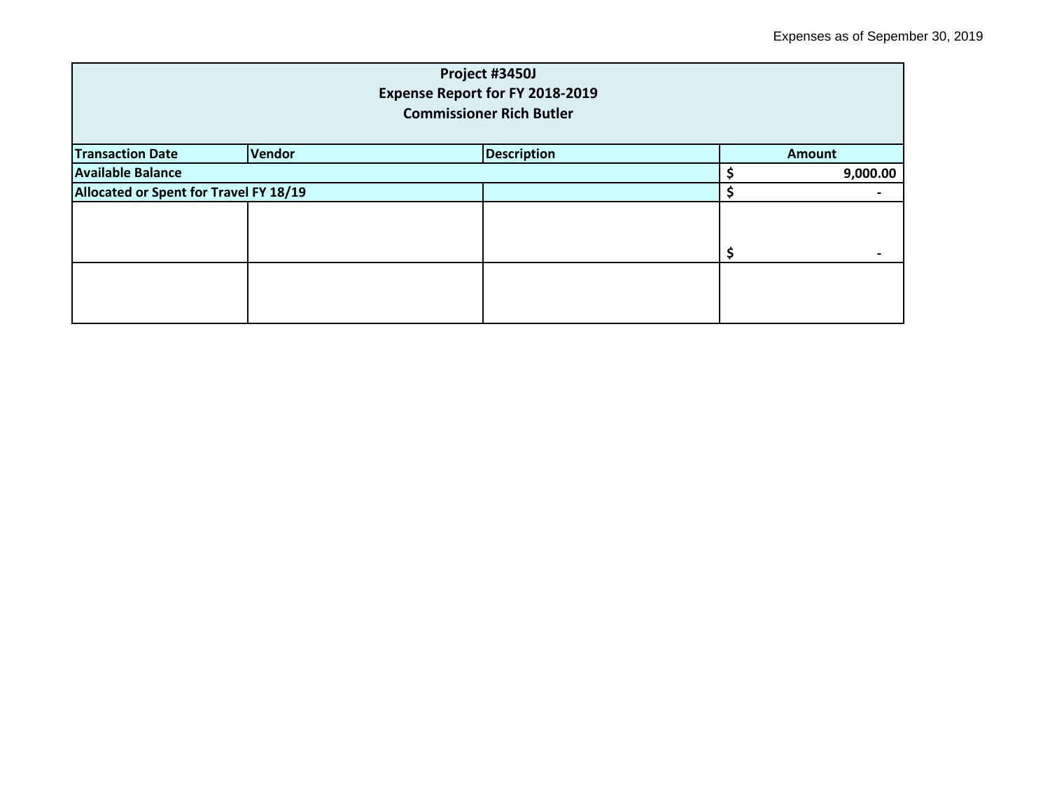Expenses as of Sepember 30, 2019

| Project #3450J<br>Expense Report for FY 2018-2019<br>Commissioner Rich Butler | | | |
|---|---|---|---|
| **Transaction Date** | **Vendor** | **Description** | **Amount** |
| **Available Balance** | | | **$ 9,000.00** |
| **Allocated or Spent for Travel FY 18/19** | | | **$ -** |
| | | | $ - |
| | | | |